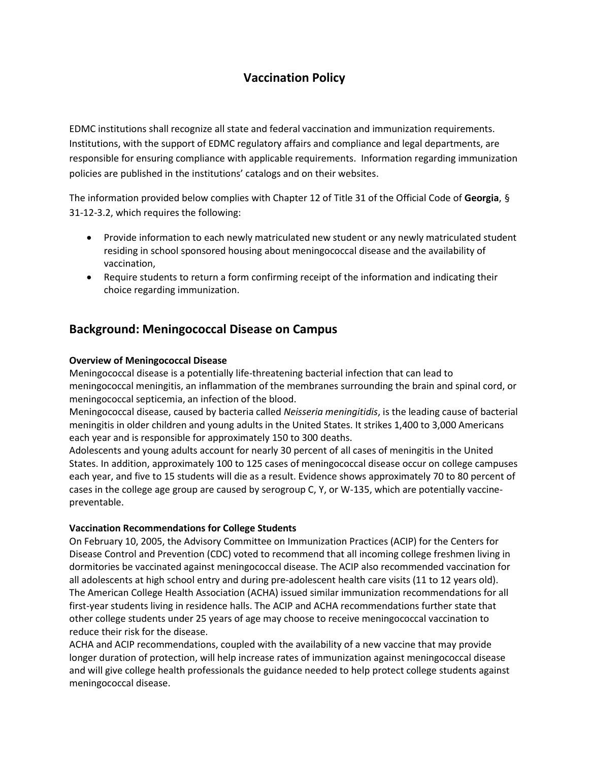# Vaccination Policy

EDMC institutions shall recognize all state and federal vaccination and immunization requirements. Institutions, with the support of EDMC regulatory affairs and compliance and legal departments, are responsible for ensuring compliance with applicable requirements. Information regarding immunization policies are published in the institutions' catalogs and on their websites.

The information provided below complies with Chapter 12 of Title 31 of the Official Code of **Georgia**, § 31-12-3.2, which requires the following:

- Provide information to each newly matriculated new student or any newly matriculated student residing in school sponsored housing about meningococcal disease and the availability of vaccination,
- Require students to return a form confirming receipt of the information and indicating their choice regarding immunization.

## Background: Meningococcal Disease on Campus

**Overview of Meningococcal Disease**

Meningococcal disease is a potentially life-threatening bacterial infection that can lead to meningococcal meningitis, an inflammation of the membranes surrounding the brain and spinal cord, or meningococcal septicemia, an infection of the blood.

Meningococcal disease, caused by bacteria called *Neisseria meningitidis*, is the leading cause of bacterial meningitis in older children and young adults in the United States. It strikes 1,400 to 3,000 Americans each year and is responsible for approximately 150 to 300 deaths.

Adolescents and young adults account for nearly 30 percent of all cases of meningitis in the United States. In addition, approximately 100 to 125 cases of meningococcal disease occur on college campuses each year, and five to 15 students will die as a result. Evidence shows approximately 70 to 80 percent of cases in the college age group are caused by serogroup C, Y, or W-135, which are potentially vaccine-preventable.

**Vaccination Recommendations for College Students**

On February 10, 2005, the Advisory Committee on Immunization Practices (ACIP) for the Centers for Disease Control and Prevention (CDC) voted to recommend that all incoming college freshmen living in dormitories be vaccinated against meningococcal disease. The ACIP also recommended vaccination for all adolescents at high school entry and during pre-adolescent health care visits (11 to 12 years old). The American College Health Association (ACHA) issued similar immunization recommendations for all first-year students living in residence halls. The ACIP and ACHA recommendations further state that other college students under 25 years of age may choose to receive meningococcal vaccination to reduce their risk for the disease.

ACHA and ACIP recommendations, coupled with the availability of a new vaccine that may provide longer duration of protection, will help increase rates of immunization against meningococcal disease and will give college health professionals the guidance needed to help protect college students against meningococcal disease.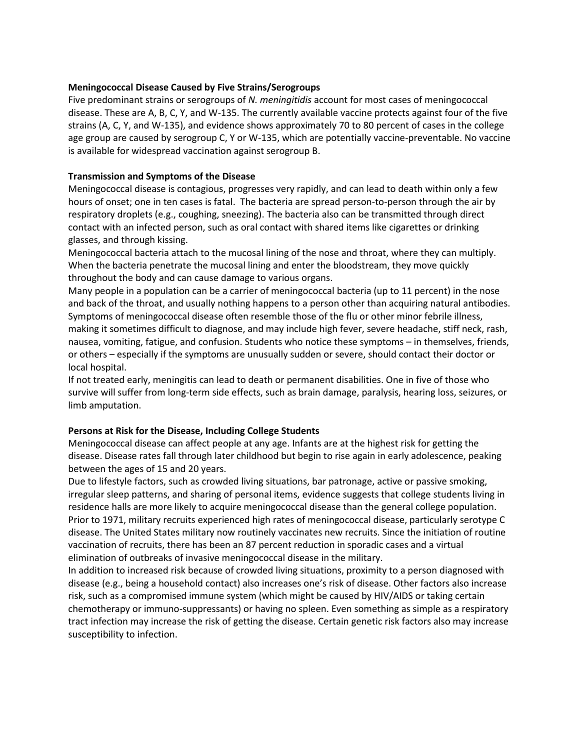**Meningococcal Disease Caused by Five Strains/Serogroups**

Five predominant strains or serogroups of *N. meningitidis* account for most cases of meningococcal disease. These are A, B, C, Y, and W-135. The currently available vaccine protects against four of the five strains (A, C, Y, and W-135), and evidence shows approximately 70 to 80 percent of cases in the college age group are caused by serogroup C, Y or W-135, which are potentially vaccine-preventable. No vaccine is available for widespread vaccination against serogroup B.

**Transmission and Symptoms of the Disease**

Meningococcal disease is contagious, progresses very rapidly, and can lead to death within only a few hours of onset; one in ten cases is fatal. The bacteria are spread person-to-person through the air by respiratory droplets (e.g., coughing, sneezing). The bacteria also can be transmitted through direct contact with an infected person, such as oral contact with shared items like cigarettes or drinking glasses, and through kissing.

Meningococcal bacteria attach to the mucosal lining of the nose and throat, where they can multiply. When the bacteria penetrate the mucosal lining and enter the bloodstream, they move quickly throughout the body and can cause damage to various organs.

Many people in a population can be a carrier of meningococcal bacteria (up to 11 percent) in the nose and back of the throat, and usually nothing happens to a person other than acquiring natural antibodies. Symptoms of meningococcal disease often resemble those of the flu or other minor febrile illness, making it sometimes difficult to diagnose, and may include high fever, severe headache, stiff neck, rash, nausea, vomiting, fatigue, and confusion. Students who notice these symptoms – in themselves, friends, or others – especially if the symptoms are unusually sudden or severe, should contact their doctor or local hospital.

If not treated early, meningitis can lead to death or permanent disabilities. One in five of those who survive will suffer from long-term side effects, such as brain damage, paralysis, hearing loss, seizures, or limb amputation.

**Persons at Risk for the Disease, Including College Students**

Meningococcal disease can affect people at any age. Infants are at the highest risk for getting the disease. Disease rates fall through later childhood but begin to rise again in early adolescence, peaking between the ages of 15 and 20 years.

Due to lifestyle factors, such as crowded living situations, bar patronage, active or passive smoking, irregular sleep patterns, and sharing of personal items, evidence suggests that college students living in residence halls are more likely to acquire meningococcal disease than the general college population.

Prior to 1971, military recruits experienced high rates of meningococcal disease, particularly serotype C disease. The United States military now routinely vaccinates new recruits. Since the initiation of routine vaccination of recruits, there has been an 87 percent reduction in sporadic cases and a virtual elimination of outbreaks of invasive meningococcal disease in the military.

In addition to increased risk because of crowded living situations, proximity to a person diagnosed with disease (e.g., being a household contact) also increases one's risk of disease. Other factors also increase risk, such as a compromised immune system (which might be caused by HIV/AIDS or taking certain chemotherapy or immuno-suppressants) or having no spleen. Even something as simple as a respiratory tract infection may increase the risk of getting the disease. Certain genetic risk factors also may increase susceptibility to infection.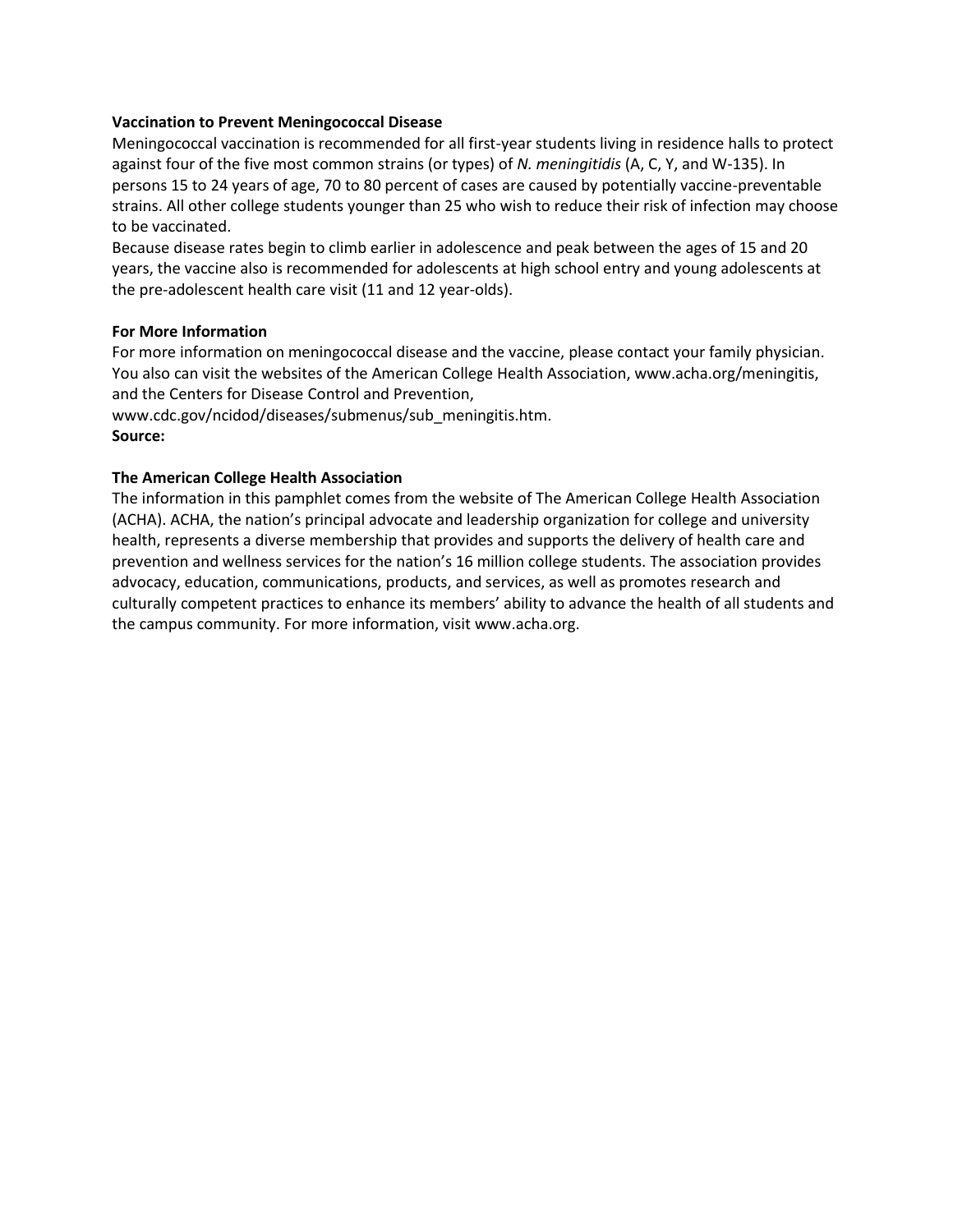**Vaccination to Prevent Meningococcal Disease**

Meningococcal vaccination is recommended for all first-year students living in residence halls to protect against four of the five most common strains (or types) of *N. meningitidis* (A, C, Y, and W-135). In persons 15 to 24 years of age, 70 to 80 percent of cases are caused by potentially vaccine-preventable strains. All other college students younger than 25 who wish to reduce their risk of infection may choose to be vaccinated.

Because disease rates begin to climb earlier in adolescence and peak between the ages of 15 and 20 years, the vaccine also is recommended for adolescents at high school entry and young adolescents at the pre-adolescent health care visit (11 and 12 year-olds).

**For More Information**

For more information on meningococcal disease and the vaccine, please contact your family physician. You also can visit the websites of the American College Health Association, www.acha.org/meningitis, and the Centers for Disease Control and Prevention,
www.cdc.gov/ncidod/diseases/submenus/sub_meningitis.htm.

**Source:**

**The American College Health Association**

The information in this pamphlet comes from the website of The American College Health Association (ACHA). ACHA, the nation's principal advocate and leadership organization for college and university health, represents a diverse membership that provides and supports the delivery of health care and prevention and wellness services for the nation's 16 million college students. The association provides advocacy, education, communications, products, and services, as well as promotes research and culturally competent practices to enhance its members' ability to advance the health of all students and the campus community. For more information, visit www.acha.org.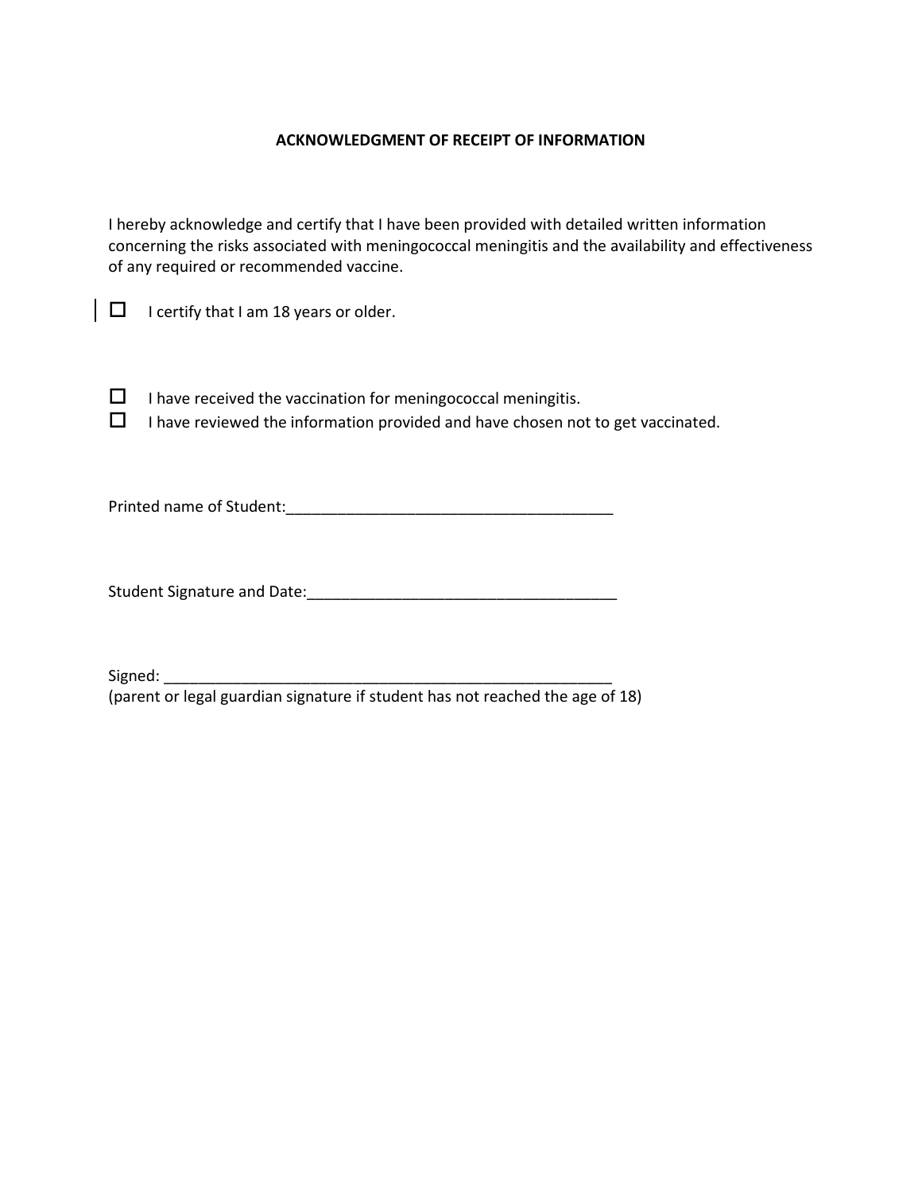## ACKNOWLEDGMENT OF RECEIPT OF INFORMATION

I hereby acknowledge and certify that I have been provided with detailed written information concerning the risks associated with meningococcal meningitis and the availability and effectiveness of any required or recommended vaccine.

☐ I certify that I am 18 years or older.

☐ I have received the vaccination for meningococcal meningitis.
☐ I have reviewed the information provided and have chosen not to get vaccinated.

Printed name of Student:_______________________________________

Student Signature and Date:____________________________________

Signed: ______________________________________________________
(parent or legal guardian signature if student has not reached the age of 18)